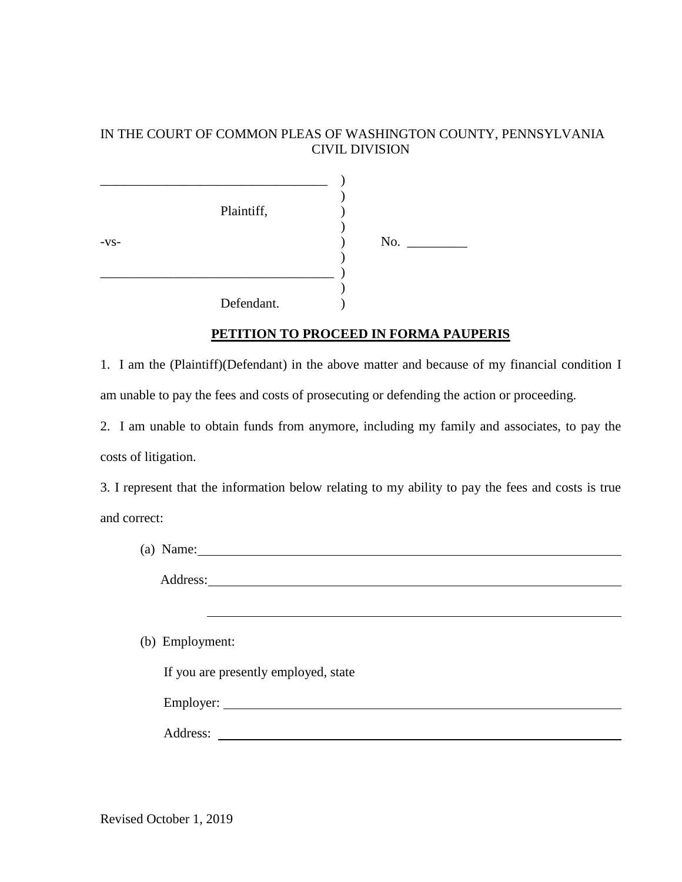IN THE COURT OF COMMON PLEAS OF WASHINGTON COUNTY, PENNSYLVANIA
CIVIL DIVISION

```
__________________________________  )
                                    )
            Plaintiff,              )
                                    )
-vs-                                )     No. _________
                                    )
___________________________________ )
                                    )
            Defendant.              )
```

## PETITION TO PROCEED IN FORMA PAUPERIS

1. I am the (Plaintiff)(Defendant) in the above matter and because of my financial condition I am unable to pay the fees and costs of prosecuting or defending the action or proceeding.

2. I am unable to obtain funds from anymore, including my family and associates, to pay the costs of litigation.

3. I represent that the information below relating to my ability to pay the fees and costs is true and correct:

(a) Name: ____________________________________________________________

Address: ____________________________________________________________

____________________________________________________________

(b) Employment:

If you are presently employed, state

Employer: ____________________________________________________________

Address: ____________________________________________________________

Revised October 1, 2019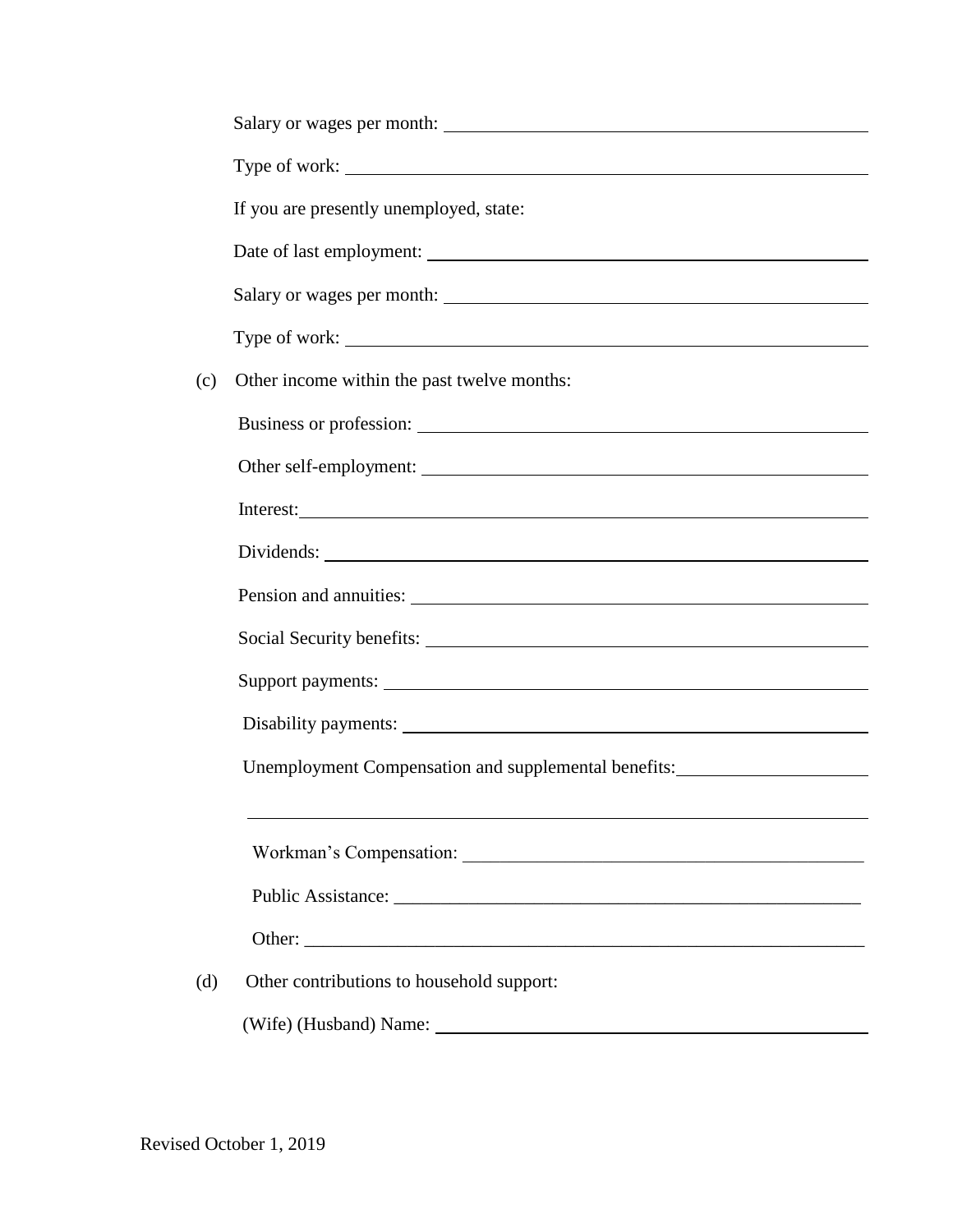Salary or wages per month: ______________________________________________

Type of work: ______________________________________________

If you are presently unemployed, state:

Date of last employment: ______________________________________________

Salary or wages per month: ______________________________________________

Type of work: ______________________________________________

(c) Other income within the past twelve months:

Business or profession: ______________________________________________

Other self-employment: ______________________________________________

Interest: ______________________________________________

Dividends: ______________________________________________

Pension and annuities: ______________________________________________

Social Security benefits: ______________________________________________

Support payments: ______________________________________________

Disability payments: ______________________________________________

Unemployment Compensation and supplemental benefits: ____________________

______________________________________________

Workman's Compensation: ______________________________________________

Public Assistance: ______________________________________________

Other: ______________________________________________

(d) Other contributions to household support:

(Wife) (Husband) Name: ______________________________________________

Revised October 1, 2019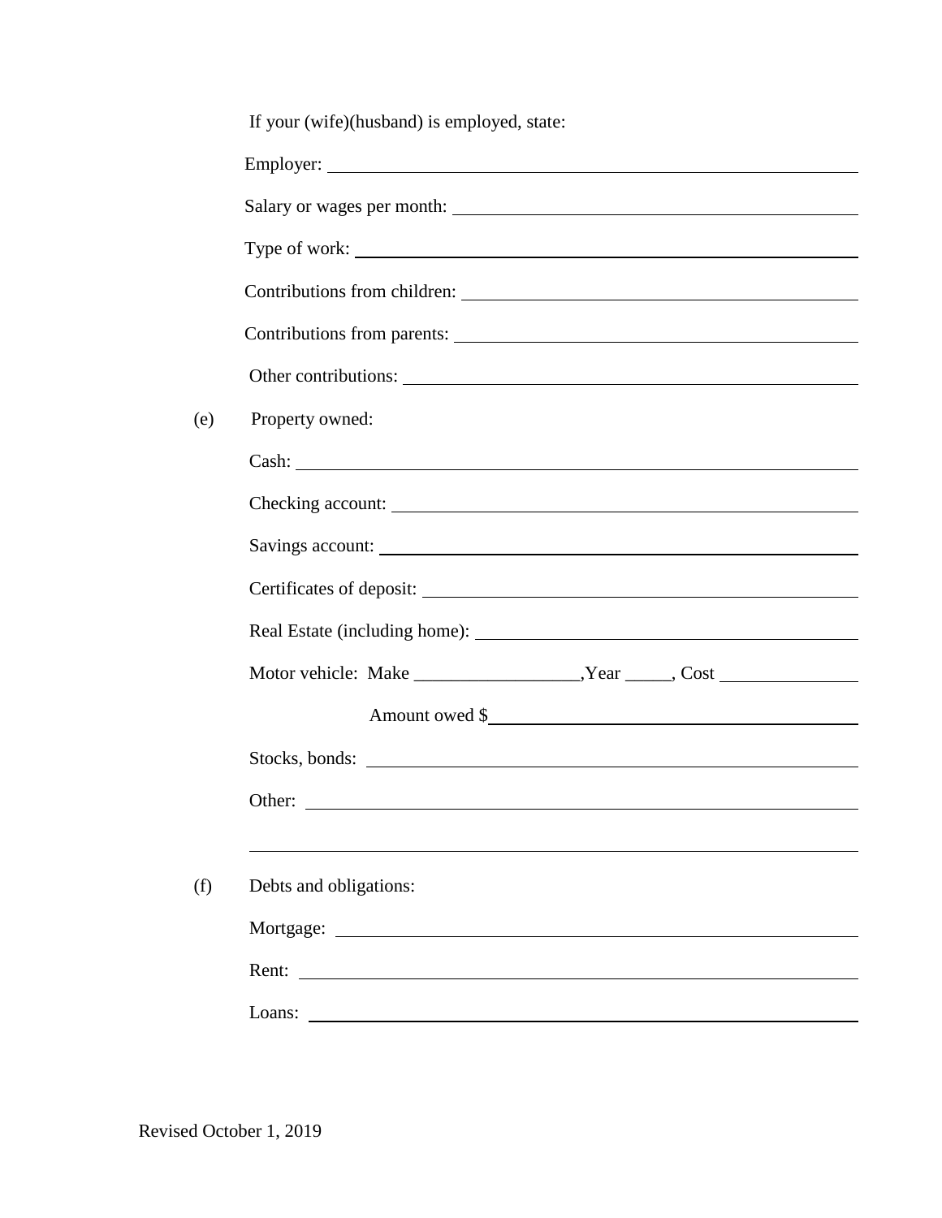If your (wife)(husband) is employed, state:

Employer: ______________________________

Salary or wages per month: ______________________________

Type of work: ______________________________

Contributions from children: ______________________________

Contributions from parents: ______________________________

Other contributions: ______________________________

(e) Property owned:

Cash: ______________________________

Checking account: ______________________________

Savings account: ______________________________

Certificates of deposit: ______________________________

Real Estate (including home): ______________________________

Motor vehicle: Make __________________,Year _____, Cost _______________

Amount owed $______________________________

Stocks, bonds: ______________________________

Other: ______________________________

______________________________

(f) Debts and obligations:

Mortgage: ______________________________

Rent: ______________________________

Loans: ______________________________

Revised October 1, 2019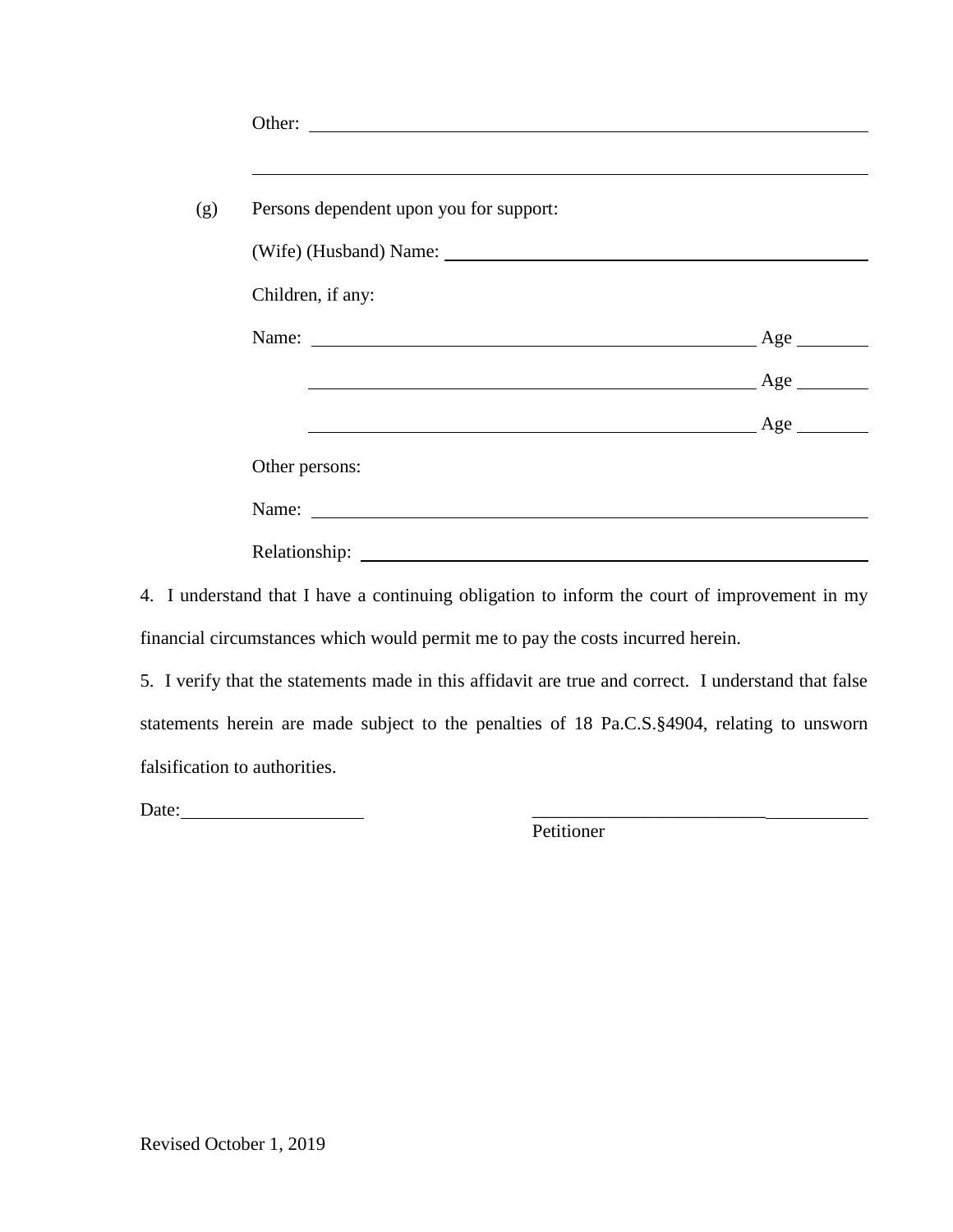Other: ______________________________________________________________

______________________________________________________________

(g) Persons dependent upon you for support:

(Wife) (Husband) Name: ______________________________________________

Children, if any:

Name: __________________________________________________ Age ________

__________________________________________________ Age ________

__________________________________________________ Age ________

Other persons:

Name: ______________________________________________________________

Relationship: ________________________________________________________

4. I understand that I have a continuing obligation to inform the court of improvement in my financial circumstances which would permit me to pay the costs incurred herein.

5. I verify that the statements made in this affidavit are true and correct. I understand that false statements herein are made subject to the penalties of 18 Pa.C.S.§4904, relating to unsworn falsification to authorities.

Date:____________________ ____________________________________

Petitioner

Revised October 1, 2019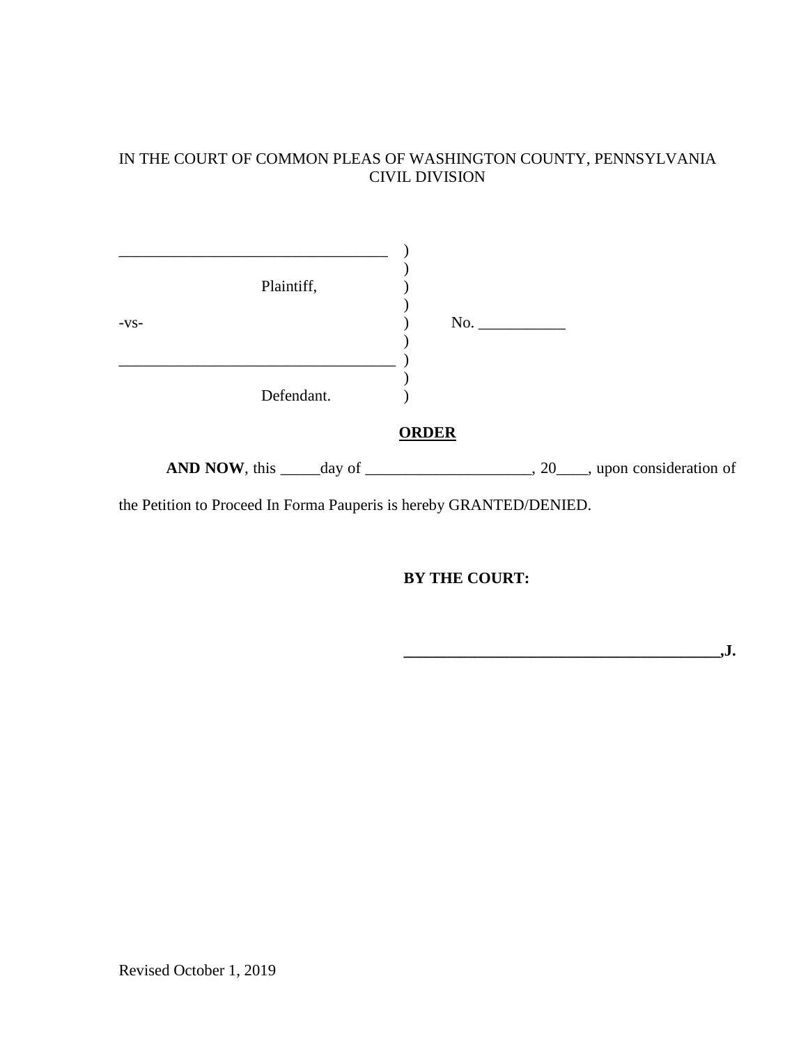IN THE COURT OF COMMON PLEAS OF WASHINGTON COUNTY, PENNSYLVANIA
CIVIL DIVISION

___________________________________ )
)
Plaintiff, )
)
-vs- ) No. ___________
)
___________________________________ )
)
Defendant. )

**ORDER**

**AND NOW**, this _____day of _____________________, 20____, upon consideration of the Petition to Proceed In Forma Pauperis is hereby GRANTED/DENIED.

**BY THE COURT:**

**________________________________________,J.**

Revised October 1, 2019